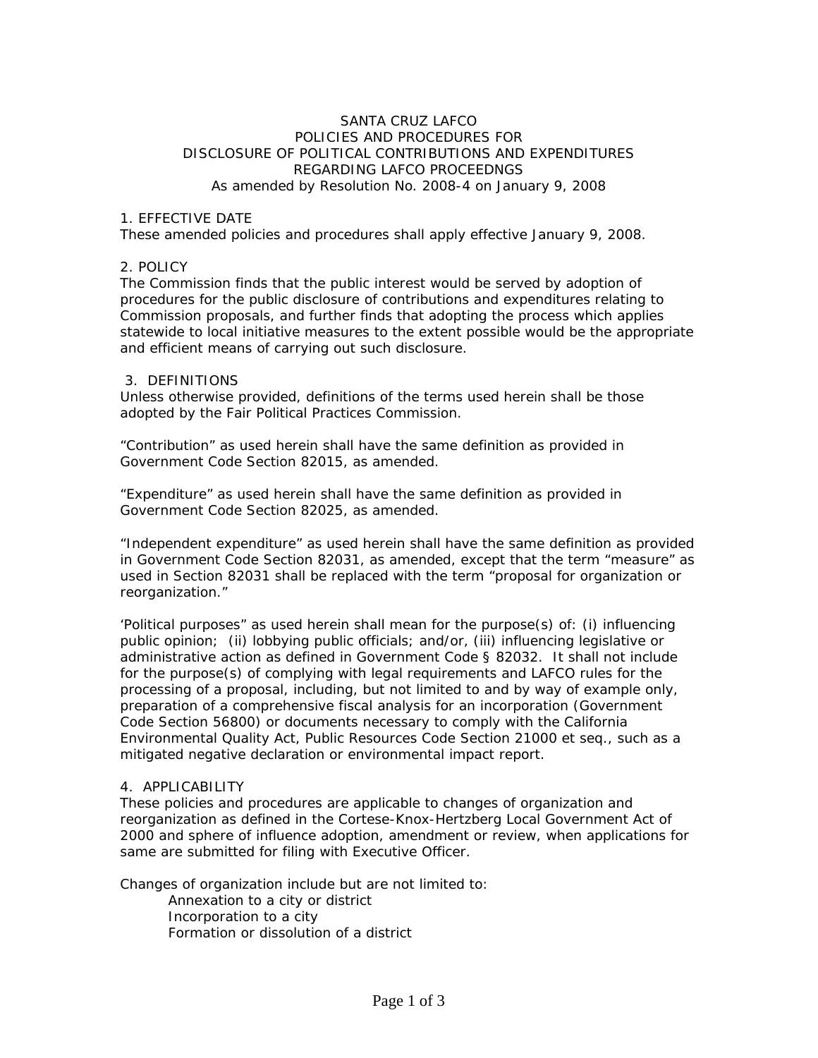# SANTA CRUZ LAFCO
## POLICIES AND PROCEDURES FOR DISCLOSURE OF POLITICAL CONTRIBUTIONS AND EXPENDITURES REGARDING LAFCO PROCEEDNGS

As amended by Resolution No. 2008-4 on January 9, 2008

### 1. EFFECTIVE DATE

These amended policies and procedures shall apply effective January 9, 2008.

### 2. POLICY

The Commission finds that the public interest would be served by adoption of procedures for the public disclosure of contributions and expenditures relating to Commission proposals, and further finds that adopting the process which applies statewide to local initiative measures to the extent possible would be the appropriate and efficient means of carrying out such disclosure.

### 3. DEFINITIONS

Unless otherwise provided, definitions of the terms used herein shall be those adopted by the Fair Political Practices Commission.

"Contribution" as used herein shall have the same definition as provided in Government Code Section 82015, as amended.

"Expenditure" as used herein shall have the same definition as provided in Government Code Section 82025, as amended.

"Independent expenditure" as used herein shall have the same definition as provided in Government Code Section 82031, as amended, except that the term "measure" as used in Section 82031 shall be replaced with the term "proposal for organization or reorganization."

'Political purposes" as used herein shall mean for the purpose(s) of: (i) influencing public opinion; (ii) lobbying public officials; and/or, (iii) influencing legislative or administrative action as defined in Government Code § 82032. It shall not include for the purpose(s) of complying with legal requirements and LAFCO rules for the processing of a proposal, including, but not limited to and by way of example only, preparation of a comprehensive fiscal analysis for an incorporation (Government Code Section 56800) or documents necessary to comply with the California Environmental Quality Act, Public Resources Code Section 21000 et seq., such as a mitigated negative declaration or environmental impact report.

### 4. APPLICABILITY

These policies and procedures are applicable to changes of organization and reorganization as defined in the Cortese-Knox-Hertzberg Local Government Act of 2000 and sphere of influence adoption, amendment or review, when applications for same are submitted for filing with Executive Officer.

Changes of organization include but are not limited to:

- Annexation to a city or district
- Incorporation to a city
- Formation or dissolution of a district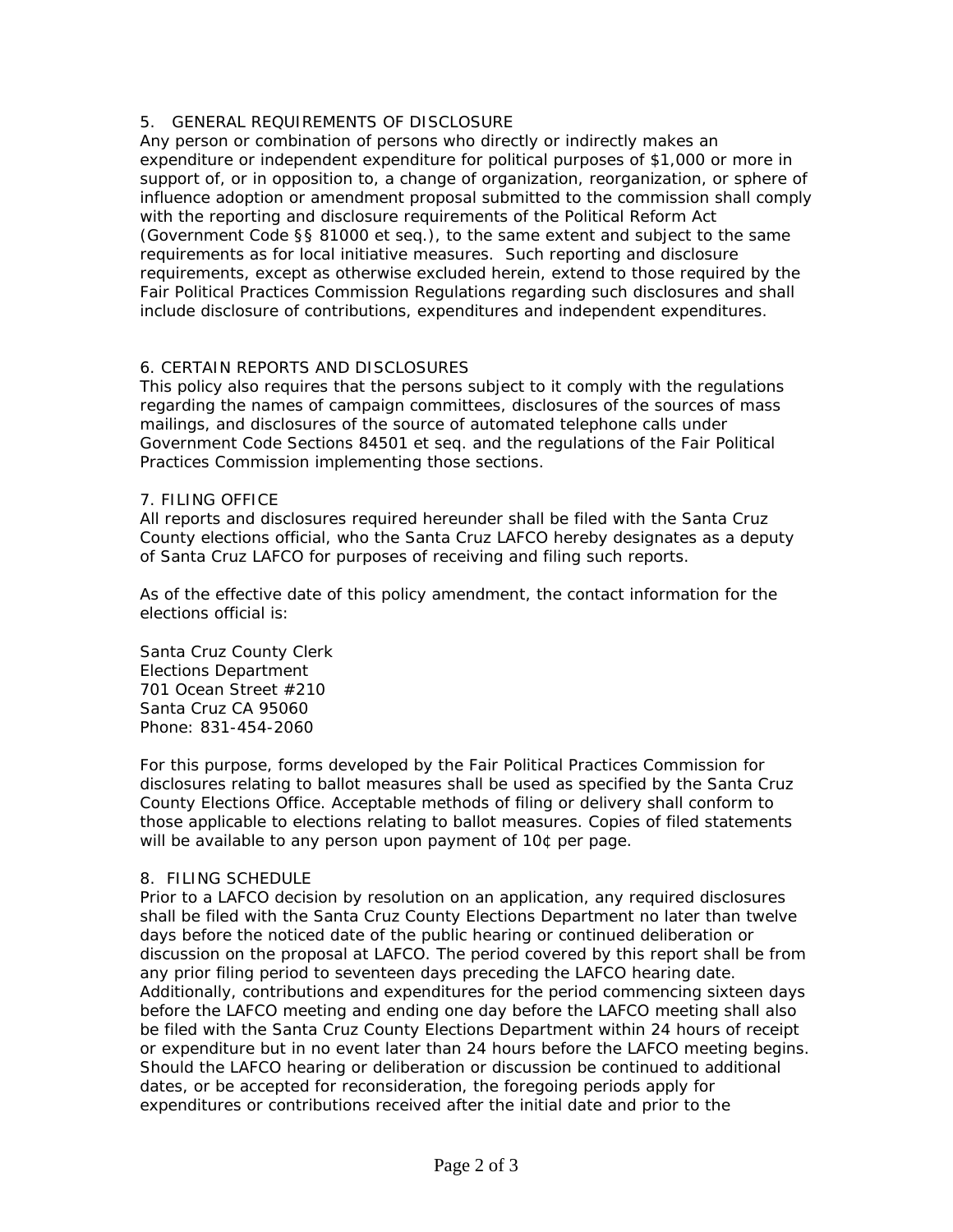## 5. GENERAL REQUIREMENTS OF DISCLOSURE

Any person or combination of persons who directly or indirectly makes an expenditure or independent expenditure for political purposes of $1,000 or more in support of, or in opposition to, a change of organization, reorganization, or sphere of influence adoption or amendment proposal submitted to the commission shall comply with the reporting and disclosure requirements of the Political Reform Act (Government Code §§ 81000 et seq.), to the same extent and subject to the same requirements as for local initiative measures. Such reporting and disclosure requirements, except as otherwise excluded herein, extend to those required by the Fair Political Practices Commission Regulations regarding such disclosures and shall include disclosure of contributions, expenditures and independent expenditures.

## 6. CERTAIN REPORTS AND DISCLOSURES

This policy also requires that the persons subject to it comply with the regulations regarding the names of campaign committees, disclosures of the sources of mass mailings, and disclosures of the source of automated telephone calls under Government Code Sections 84501 et seq. and the regulations of the Fair Political Practices Commission implementing those sections.

## 7. FILING OFFICE

All reports and disclosures required hereunder shall be filed with the Santa Cruz County elections official, who the Santa Cruz LAFCO hereby designates as a deputy of Santa Cruz LAFCO for purposes of receiving and filing such reports.

As of the effective date of this policy amendment, the contact information for the elections official is:

Santa Cruz County Clerk
Elections Department
701 Ocean Street #210
Santa Cruz CA 95060
Phone: 831-454-2060

For this purpose, forms developed by the Fair Political Practices Commission for disclosures relating to ballot measures shall be used as specified by the Santa Cruz County Elections Office. Acceptable methods of filing or delivery shall conform to those applicable to elections relating to ballot measures. Copies of filed statements will be available to any person upon payment of 10¢ per page.

## 8. FILING SCHEDULE

Prior to a LAFCO decision by resolution on an application, any required disclosures shall be filed with the Santa Cruz County Elections Department no later than twelve days before the noticed date of the public hearing or continued deliberation or discussion on the proposal at LAFCO. The period covered by this report shall be from any prior filing period to seventeen days preceding the LAFCO hearing date. Additionally, contributions and expenditures for the period commencing sixteen days before the LAFCO meeting and ending one day before the LAFCO meeting shall also be filed with the Santa Cruz County Elections Department within 24 hours of receipt or expenditure but in no event later than 24 hours before the LAFCO meeting begins. Should the LAFCO hearing or deliberation or discussion be continued to additional dates, or be accepted for reconsideration, the foregoing periods apply for expenditures or contributions received after the initial date and prior to the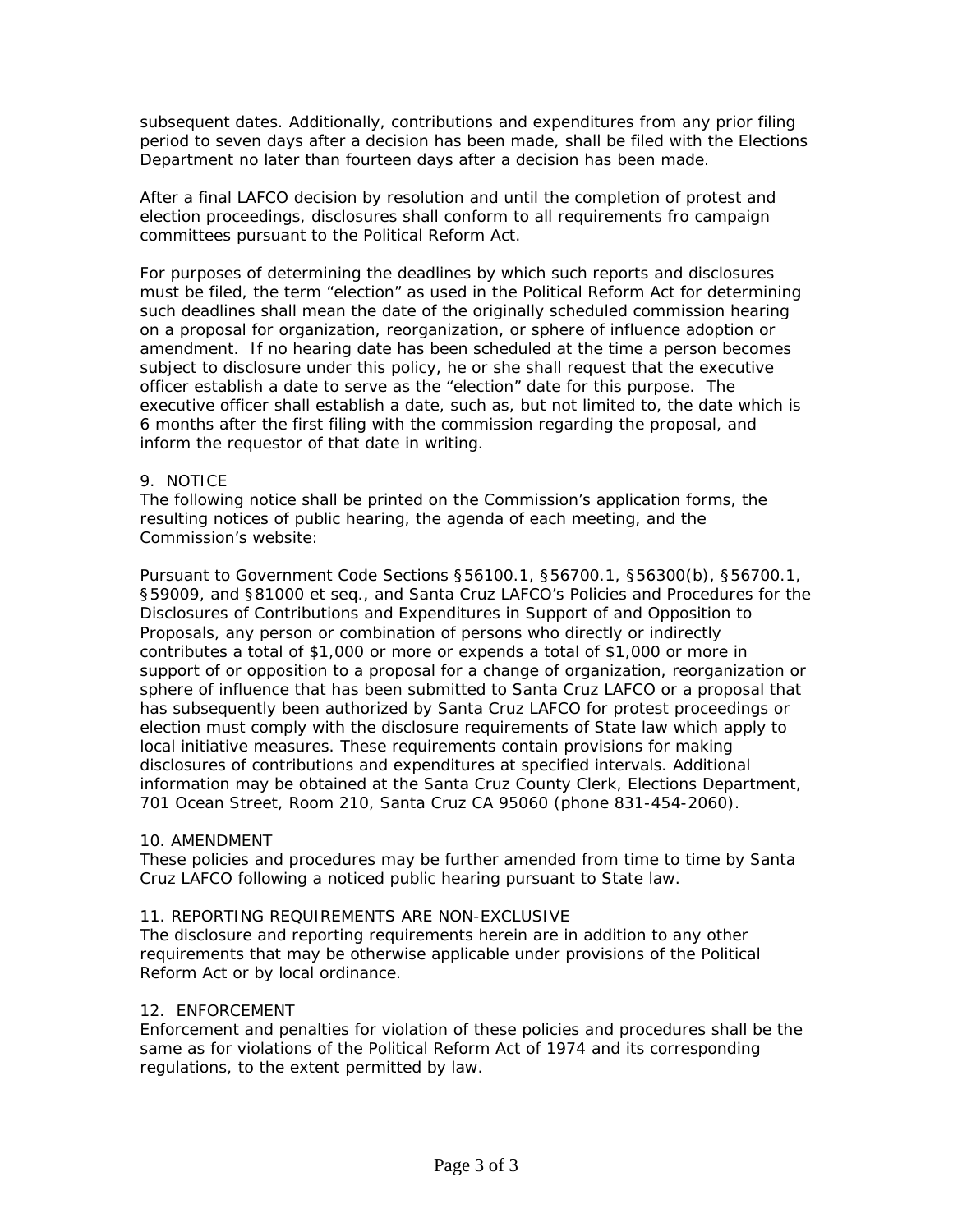subsequent dates. Additionally, contributions and expenditures from any prior filing period to seven days after a decision has been made, shall be filed with the Elections Department no later than fourteen days after a decision has been made.

After a final LAFCO decision by resolution and until the completion of protest and election proceedings, disclosures shall conform to all requirements fro campaign committees pursuant to the Political Reform Act.

For purposes of determining the deadlines by which such reports and disclosures must be filed, the term "election" as used in the Political Reform Act for determining such deadlines shall mean the date of the originally scheduled commission hearing on a proposal for organization, reorganization, or sphere of influence adoption or amendment. If no hearing date has been scheduled at the time a person becomes subject to disclosure under this policy, he or she shall request that the executive officer establish a date to serve as the "election" date for this purpose. The executive officer shall establish a date, such as, but not limited to, the date which is 6 months after the first filing with the commission regarding the proposal, and inform the requestor of that date in writing.

9. NOTICE

The following notice shall be printed on the Commission's application forms, the resulting notices of public hearing, the agenda of each meeting, and the Commission's website:

Pursuant to Government Code Sections §56100.1, §56700.1, §56300(b), §56700.1, §59009, and §81000 et seq., and Santa Cruz LAFCO's Policies and Procedures for the Disclosures of Contributions and Expenditures in Support of and Opposition to Proposals, any person or combination of persons who directly or indirectly contributes a total of $1,000 or more or expends a total of $1,000 or more in support of or opposition to a proposal for a change of organization, reorganization or sphere of influence that has been submitted to Santa Cruz LAFCO or a proposal that has subsequently been authorized by Santa Cruz LAFCO for protest proceedings or election must comply with the disclosure requirements of State law which apply to local initiative measures. These requirements contain provisions for making disclosures of contributions and expenditures at specified intervals. Additional information may be obtained at the Santa Cruz County Clerk, Elections Department, 701 Ocean Street, Room 210, Santa Cruz CA 95060 (phone 831-454-2060).

10. AMENDMENT

These policies and procedures may be further amended from time to time by Santa Cruz LAFCO following a noticed public hearing pursuant to State law.

11. REPORTING REQUIREMENTS ARE NON-EXCLUSIVE

The disclosure and reporting requirements herein are in addition to any other requirements that may be otherwise applicable under provisions of the Political Reform Act or by local ordinance.

12. ENFORCEMENT

Enforcement and penalties for violation of these policies and procedures shall be the same as for violations of the Political Reform Act of 1974 and its corresponding regulations, to the extent permitted by law.